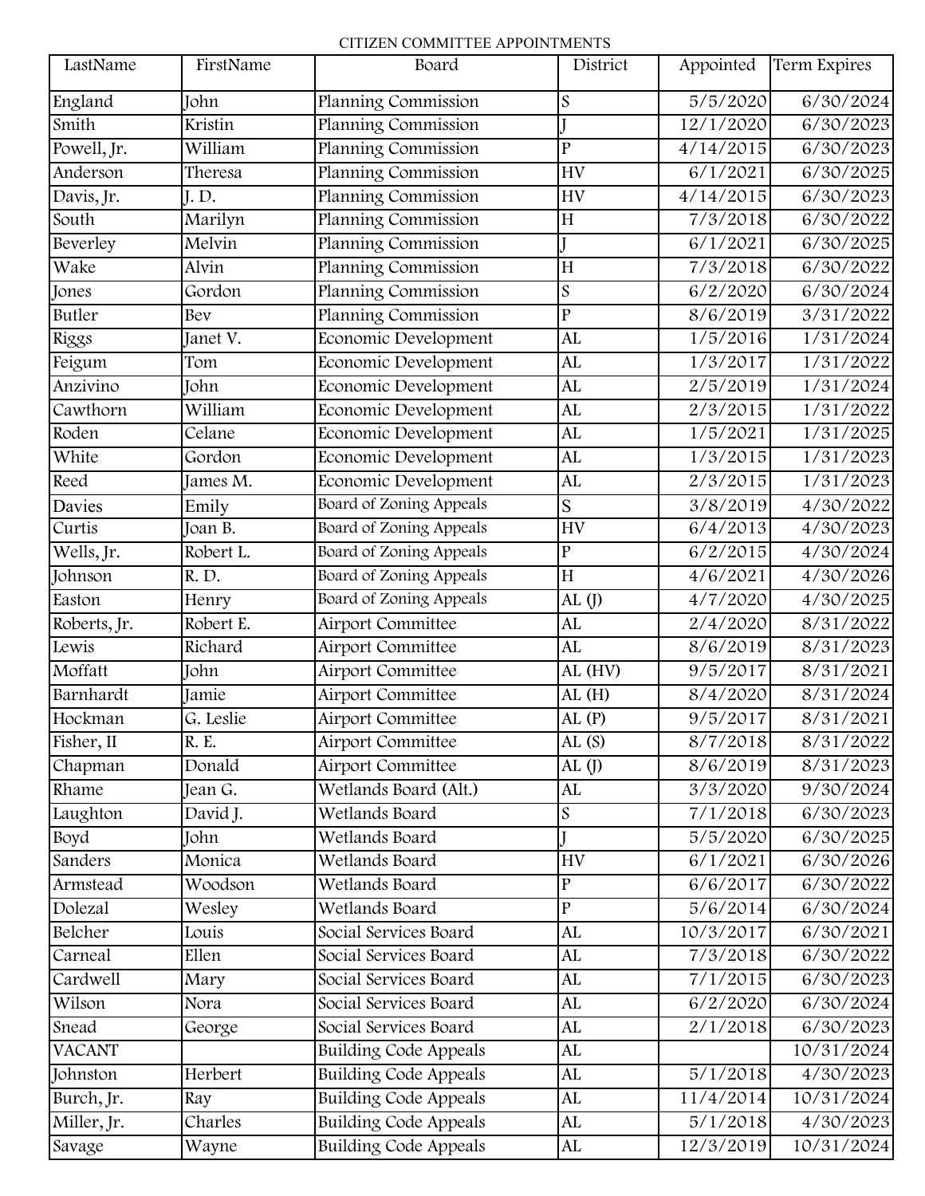CITIZEN COMMITTEE APPOINTMENTS

| LastName | FirstName | Board | District | Appointed | Term Expires |
|---|---|---|---|---|---|
| England | John | Planning Commission | S | 5/5/2020 | 6/30/2024 |
| Smith | Kristin | Planning Commission | J | 12/1/2020 | 6/30/2023 |
| Powell, Jr. | William | Planning Commission | P | 4/14/2015 | 6/30/2023 |
| Anderson | Theresa | Planning Commission | HV | 6/1/2021 | 6/30/2025 |
| Davis, Jr. | J. D. | Planning Commission | HV | 4/14/2015 | 6/30/2023 |
| South | Marilyn | Planning Commission | H | 7/3/2018 | 6/30/2022 |
| Beverley | Melvin | Planning Commission | J | 6/1/2021 | 6/30/2025 |
| Wake | Alvin | Planning Commission | H | 7/3/2018 | 6/30/2022 |
| Jones | Gordon | Planning Commission | S | 6/2/2020 | 6/30/2024 |
| Butler | Bev | Planning Commission | P | 8/6/2019 | 3/31/2022 |
| Riggs | Janet V. | Economic Development | AL | 1/5/2016 | 1/31/2024 |
| Feigum | Tom | Economic Development | AL | 1/3/2017 | 1/31/2022 |
| Anzivino | John | Economic Development | AL | 2/5/2019 | 1/31/2024 |
| Cawthorn | William | Economic Development | AL | 2/3/2015 | 1/31/2022 |
| Roden | Celane | Economic Development | AL | 1/5/2021 | 1/31/2025 |
| White | Gordon | Economic Development | AL | 1/3/2015 | 1/31/2023 |
| Reed | James M. | Economic Development | AL | 2/3/2015 | 1/31/2023 |
| Davies | Emily | Board of Zoning Appeals | S | 3/8/2019 | 4/30/2022 |
| Curtis | Joan B. | Board of Zoning Appeals | HV | 6/4/2013 | 4/30/2023 |
| Wells, Jr. | Robert L. | Board of Zoning Appeals | P | 6/2/2015 | 4/30/2024 |
| Johnson | R. D. | Board of Zoning Appeals | H | 4/6/2021 | 4/30/2026 |
| Easton | Henry | Board of Zoning Appeals | AL (J) | 4/7/2020 | 4/30/2025 |
| Roberts, Jr. | Robert E. | Airport Committee | AL | 2/4/2020 | 8/31/2022 |
| Lewis | Richard | Airport Committee | AL | 8/6/2019 | 8/31/2023 |
| Moffatt | John | Airport Committee | AL (HV) | 9/5/2017 | 8/31/2021 |
| Barnhardt | Jamie | Airport Committee | AL (H) | 8/4/2020 | 8/31/2024 |
| Hockman | G. Leslie | Airport Committee | AL (P) | 9/5/2017 | 8/31/2021 |
| Fisher, II | R. E. | Airport Committee | AL (S) | 8/7/2018 | 8/31/2022 |
| Chapman | Donald | Airport Committee | AL (J) | 8/6/2019 | 8/31/2023 |
| Rhame | Jean G. | Wetlands Board (Alt.) | AL | 3/3/2020 | 9/30/2024 |
| Laughton | David J. | Wetlands Board | S | 7/1/2018 | 6/30/2023 |
| Boyd | John | Wetlands Board | J | 5/5/2020 | 6/30/2025 |
| Sanders | Monica | Wetlands Board | HV | 6/1/2021 | 6/30/2026 |
| Armstead | Woodson | Wetlands Board | P | 6/6/2017 | 6/30/2022 |
| Dolezal | Wesley | Wetlands Board | P | 5/6/2014 | 6/30/2024 |
| Belcher | Louis | Social Services Board | AL | 10/3/2017 | 6/30/2021 |
| Carneal | Ellen | Social Services Board | AL | 7/3/2018 | 6/30/2022 |
| Cardwell | Mary | Social Services Board | AL | 7/1/2015 | 6/30/2023 |
| Wilson | Nora | Social Services Board | AL | 6/2/2020 | 6/30/2024 |
| Snead | George | Social Services Board | AL | 2/1/2018 | 6/30/2023 |
| VACANT | | Building Code Appeals | AL | | 10/31/2024 |
| Johnston | Herbert | Building Code Appeals | AL | 5/1/2018 | 4/30/2023 |
| Burch, Jr. | Ray | Building Code Appeals | AL | 11/4/2014 | 10/31/2024 |
| Miller, Jr. | Charles | Building Code Appeals | AL | 5/1/2018 | 4/30/2023 |
| Savage | Wayne | Building Code Appeals | AL | 12/3/2019 | 10/31/2024 |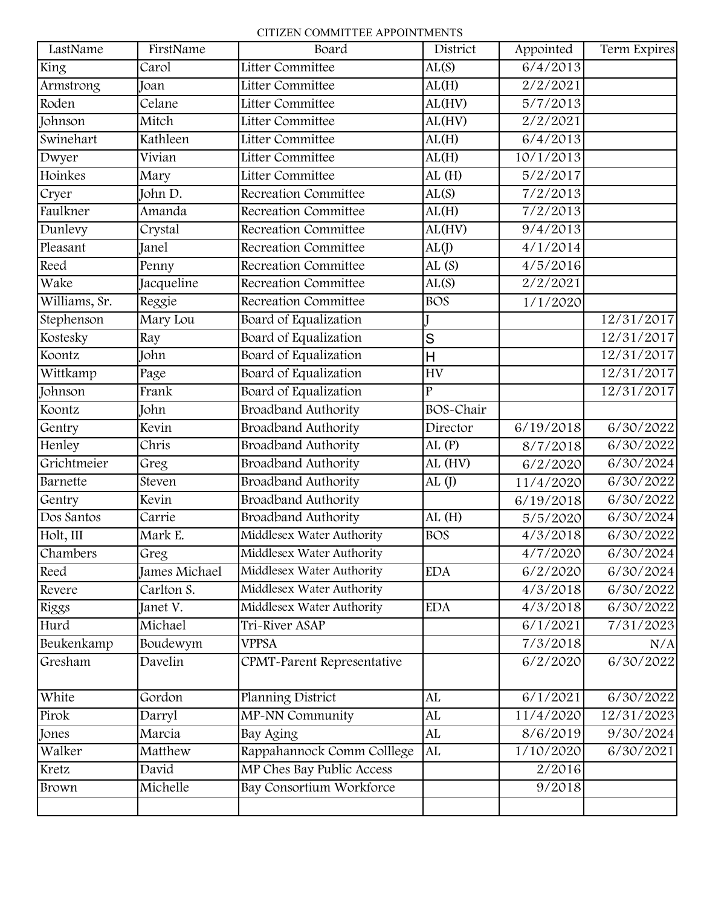CITIZEN COMMITTEE APPOINTMENTS

| LastName | FirstName | Board | District | Appointed | Term Expires |
|---|---|---|---|---|---|
| King | Carol | Litter Committee | AL(S) | 6/4/2013 | |
| Armstrong | Joan | Litter Committee | AL(H) | 2/2/2021 | |
| Roden | Celane | Litter Committee | AL(HV) | 5/7/2013 | |
| Johnson | Mitch | Litter Committee | AL(HV) | 2/2/2021 | |
| Swinehart | Kathleen | Litter Committee | AL(H) | 6/4/2013 | |
| Dwyer | Vivian | Litter Committee | AL(H) | 10/1/2013 | |
| Hoinkes | Mary | Litter Committee | AL (H) | 5/2/2017 | |
| Cryer | John D. | Recreation Committee | AL(S) | 7/2/2013 | |
| Faulkner | Amanda | Recreation Committee | AL(H) | 7/2/2013 | |
| Dunlevy | Crystal | Recreation Committee | AL(HV) | 9/4/2013 | |
| Pleasant | Janel | Recreation Committee | AL(J) | 4/1/2014 | |
| Reed | Penny | Recreation Committee | AL (S) | 4/5/2016 | |
| Wake | Jacqueline | Recreation Committee | AL(S) | 2/2/2021 | |
| Williams, Sr. | Reggie | Recreation Committee | BOS | 1/1/2020 | |
| Stephenson | Mary Lou | Board of Equalization | J | | 12/31/2017 |
| Kostesky | Ray | Board of Equalization | S | | 12/31/2017 |
| Koontz | John | Board of Equalization | H | | 12/31/2017 |
| Wittkamp | Page | Board of Equalization | HV | | 12/31/2017 |
| Johnson | Frank | Board of Equalization | P | | 12/31/2017 |
| Koontz | John | Broadband Authority | BOS-Chair | | |
| Gentry | Kevin | Broadband Authority | Director | 6/19/2018 | 6/30/2022 |
| Henley | Chris | Broadband Authority | AL (P) | 8/7/2018 | 6/30/2022 |
| Grichtmeier | Greg | Broadband Authority | AL (HV) | 6/2/2020 | 6/30/2024 |
| Barnette | Steven | Broadband Authority | AL (J) | 11/4/2020 | 6/30/2022 |
| Gentry | Kevin | Broadband Authority | | 6/19/2018 | 6/30/2022 |
| Dos Santos | Carrie | Broadband Authority | AL (H) | 5/5/2020 | 6/30/2024 |
| Holt, III | Mark E. | Middlesex Water Authority | BOS | 4/3/2018 | 6/30/2022 |
| Chambers | Greg | Middlesex Water Authority | | 4/7/2020 | 6/30/2024 |
| Reed | James Michael | Middlesex Water Authority | EDA | 6/2/2020 | 6/30/2024 |
| Revere | Carlton S. | Middlesex Water Authority | | 4/3/2018 | 6/30/2022 |
| Riggs | Janet V. | Middlesex Water Authority | EDA | 4/3/2018 | 6/30/2022 |
| Hurd | Michael | Tri-River ASAP | | 6/1/2021 | 7/31/2023 |
| Beukenkamp | Boudewym | VPPSA | | 7/3/2018 | N/A |
| Gresham | Davelin | CPMT-Parent Representative | | 6/2/2020 | 6/30/2022 |
| White | Gordon | Planning District | AL | 6/1/2021 | 6/30/2022 |
| Pirok | Darryl | MP-NN Community | AL | 11/4/2020 | 12/31/2023 |
| Jones | Marcia | Bay Aging | AL | 8/6/2019 | 9/30/2024 |
| Walker | Matthew | Rappahannock Comm Colllege | AL | 1/10/2020 | 6/30/2021 |
| Kretz | David | MP Ches Bay Public Access | | 2/2016 | |
| Brown | Michelle | Bay Consortium Workforce | | 9/2018 | |
| | | | | | |